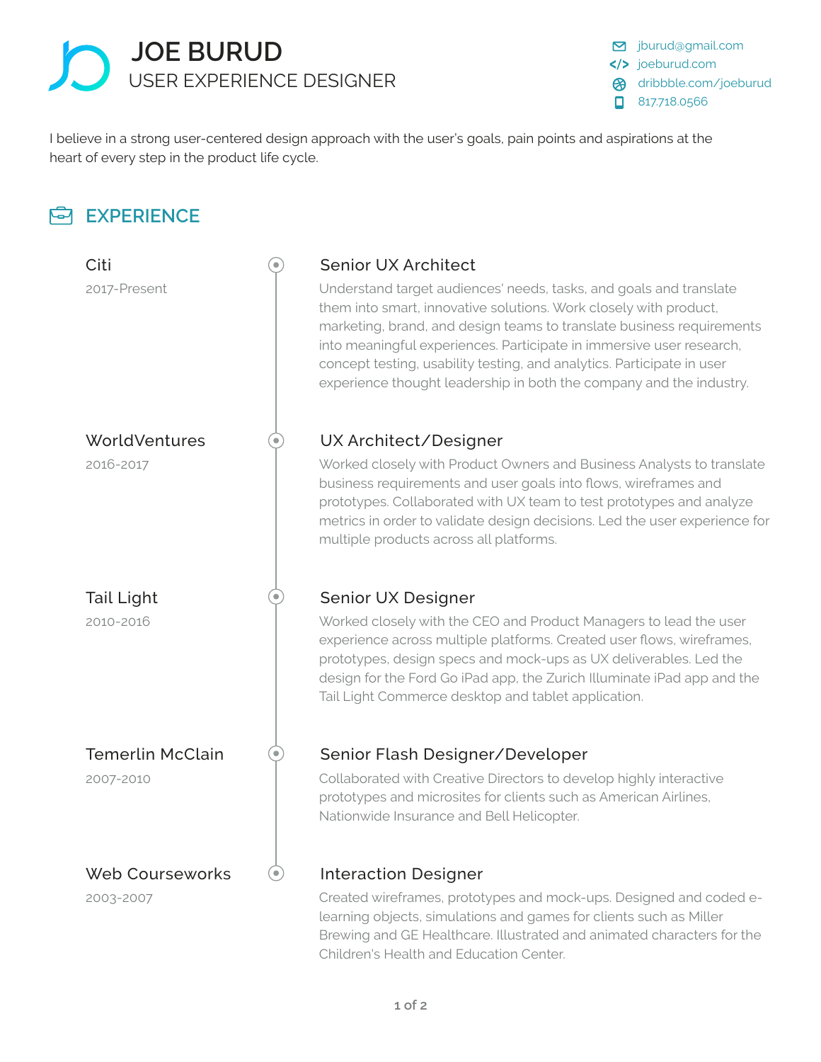# JOE BURUD

## USER EXPERIENCE DESIGNER

jburud@gmail.com
joeburud.com
dribbble.com/joeburud
817.718.0566

I believe in a strong user-centered design approach with the user's goals, pain points and aspirations at the heart of every step in the product life cycle.

## EXPERIENCE

### Citi
2017-Present

**Senior UX Architect**

Understand target audiences' needs, tasks, and goals and translate them into smart, innovative solutions. Work closely with product, marketing, brand, and design teams to translate business requirements into meaningful experiences. Participate in immersive user research, concept testing, usability testing, and analytics. Participate in user experience thought leadership in both the company and the industry.

### WorldVentures
2016-2017

**UX Architect/Designer**

Worked closely with Product Owners and Business Analysts to translate business requirements and user goals into flows, wireframes and prototypes. Collaborated with UX team to test prototypes and analyze metrics in order to validate design decisions. Led the user experience for multiple products across all platforms.

### Tail Light
2010-2016

**Senior UX Designer**

Worked closely with the CEO and Product Managers to lead the user experience across multiple platforms. Created user flows, wireframes, prototypes, design specs and mock-ups as UX deliverables. Led the design for the Ford Go iPad app, the Zurich Illuminate iPad app and the Tail Light Commerce desktop and tablet application.

### Temerlin McClain
2007-2010

**Senior Flash Designer/Developer**

Collaborated with Creative Directors to develop highly interactive prototypes and microsites for clients such as American Airlines, Nationwide Insurance and Bell Helicopter.

### Web Courseworks
2003-2007

**Interaction Designer**

Created wireframes, prototypes and mock-ups. Designed and coded e-learning objects, simulations and games for clients such as Miller Brewing and GE Healthcare. Illustrated and animated characters for the Children's Health and Education Center.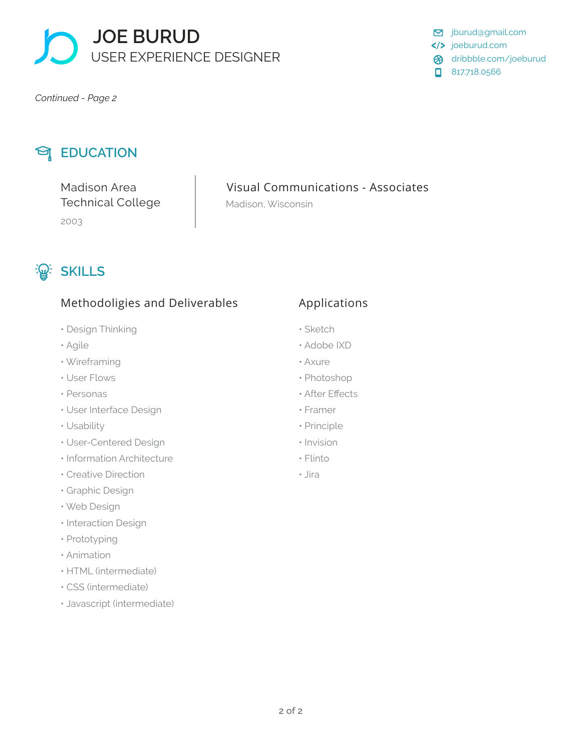# JOE BURUD

USER EXPERIENCE DESIGNER

jburud@gmail.com
joeburud.com
dribbble.com/joeburud
817.718.0566

*Continued - Page 2*

## EDUCATION

Madison Area Technical College
2003

Visual Communications - Associates
Madison, Wisconsin

## SKILLS

### Methodoligies and Deliverables

- Design Thinking
- Agile
- Wireframing
- User Flows
- Personas
- User Interface Design
- Usability
- User-Centered Design
- Information Architecture
- Creative Direction
- Graphic Design
- Web Design
- Interaction Design
- Prototyping
- Animation
- HTML (intermediate)
- CSS (intermediate)
- Javascript (intermediate)

### Applications

- Sketch
- Adobe IXD
- Axure
- Photoshop
- After Effects
- Framer
- Principle
- Invision
- Flinto
- Jira